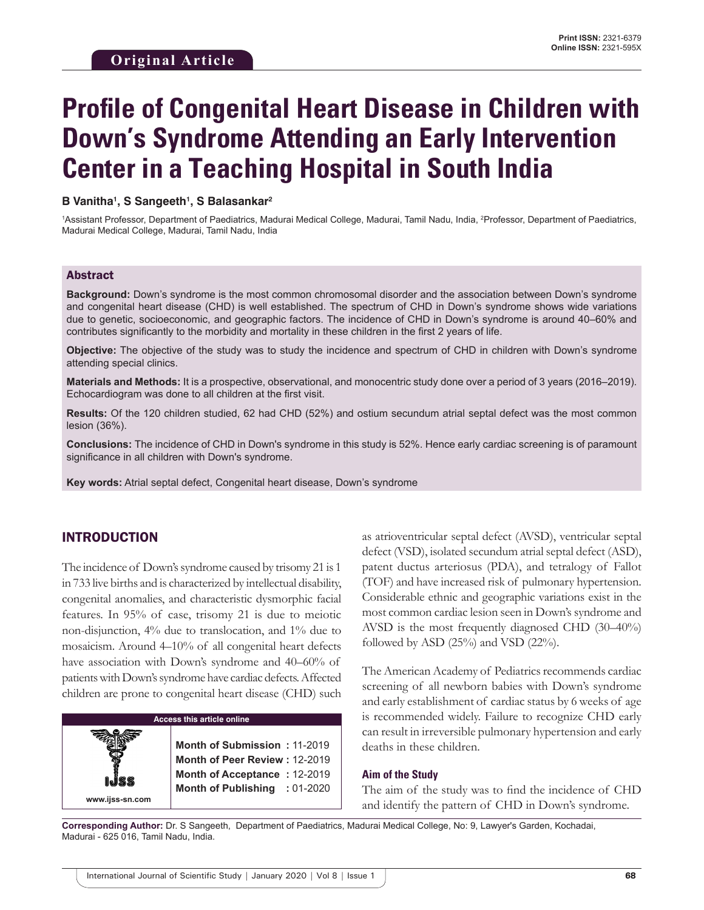Original Article

Print ISSN: 2321-6379
Online ISSN: 2321-595X

# Profile of Congenital Heart Disease in Children with Down's Syndrome Attending an Early Intervention Center in a Teaching Hospital in South India

**B Vanitha[1], S Sangeeth[1], S Balasankar[2]**

[1]Assistant Professor, Department of Paediatrics, Madurai Medical College, Madurai, Tamil Nadu, India, [2]Professor, Department of Paediatrics, Madurai Medical College, Madurai, Tamil Nadu, India

## Abstract

**Background:** Down's syndrome is the most common chromosomal disorder and the association between Down's syndrome and congenital heart disease (CHD) is well established. The spectrum of CHD in Down's syndrome shows wide variations due to genetic, socioeconomic, and geographic factors. The incidence of CHD in Down's syndrome is around 40–60% and contributes significantly to the morbidity and mortality in these children in the first 2 years of life.

**Objective:** The objective of the study was to study the incidence and spectrum of CHD in children with Down's syndrome attending special clinics.

**Materials and Methods:** It is a prospective, observational, and monocentric study done over a period of 3 years (2016–2019). Echocardiogram was done to all children at the first visit.

**Results:** Of the 120 children studied, 62 had CHD (52%) and ostium secundum atrial septal defect was the most common lesion (36%).

**Conclusions:** The incidence of CHD in Down's syndrome in this study is 52%. Hence early cardiac screening is of paramount significance in all children with Down's syndrome.

**Key words:** Atrial septal defect, Congenital heart disease, Down's syndrome

## INTRODUCTION

The incidence of Down's syndrome caused by trisomy 21 is 1 in 733 live births and is characterized by intellectual disability, congenital anomalies, and characteristic dysmorphic facial features. In 95% of case, trisomy 21 is due to meiotic non-disjunction, 4% due to translocation, and 1% due to mosaicism. Around 4–10% of all congenital heart defects have association with Down's syndrome and 40–60% of patients with Down's syndrome have cardiac defects. Affected children are prone to congenital heart disease (CHD) such as atrioventricular septal defect (AVSD), ventricular septal defect (VSD), isolated secundum atrial septal defect (ASD), patent ductus arteriosus (PDA), and tetralogy of Fallot (TOF) and have increased risk of pulmonary hypertension. Considerable ethnic and geographic variations exist in the most common cardiac lesion seen in Down's syndrome and AVSD is the most frequently diagnosed CHD (30–40%) followed by ASD (25%) and VSD (22%).

The American Academy of Pediatrics recommends cardiac screening of all newborn babies with Down's syndrome and early establishment of cardiac status by 6 weeks of age is recommended widely. Failure to recognize CHD early can result in irreversible pulmonary hypertension and early deaths in these children.

### Aim of the Study

The aim of the study was to find the incidence of CHD and identify the pattern of CHD in Down's syndrome.

| Access this article online | |
|---|---|
| www.ijss-sn.com | **Month of Submission :** 11-2019<br>**Month of Peer Review :** 12-2019<br>**Month of Acceptance :** 12-2019<br>**Month of Publishing :** 01-2020 |

**Corresponding Author:** Dr. S Sangeeth, Department of Paediatrics, Madurai Medical College, No: 9, Lawyer's Garden, Kochadai, Madurai - 625 016, Tamil Nadu, India.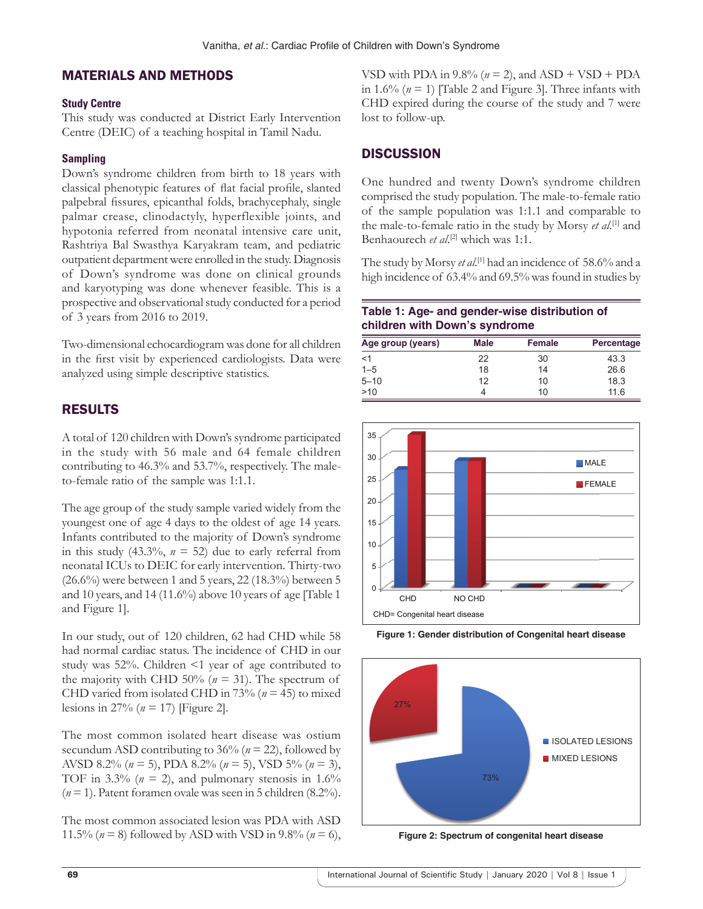## MATERIALS AND METHODS

### Study Centre

This study was conducted at District Early Intervention Centre (DEIC) of a teaching hospital in Tamil Nadu.

### Sampling

Down's syndrome children from birth to 18 years with classical phenotypic features of flat facial profile, slanted palpebral fissures, epicanthal folds, brachycephaly, single palmar crease, clinodactyly, hyperflexible joints, and hypotonia referred from neonatal intensive care unit, Rashtriya Bal Swasthya Karyakram team, and pediatric outpatient department were enrolled in the study. Diagnosis of Down's syndrome was done on clinical grounds and karyotyping was done whenever feasible. This is a prospective and observational study conducted for a period of 3 years from 2016 to 2019.

Two-dimensional echocardiogram was done for all children in the first visit by experienced cardiologists. Data were analyzed using simple descriptive statistics.

## RESULTS

A total of 120 children with Down's syndrome participated in the study with 56 male and 64 female children contributing to 46.3% and 53.7%, respectively. The male-to-female ratio of the sample was 1:1.1.

The age group of the study sample varied widely from the youngest one of age 4 days to the oldest of age 14 years. Infants contributed to the majority of Down's syndrome in this study (43.3%, *n* = 52) due to early referral from neonatal ICUs to DEIC for early intervention. Thirty-two (26.6%) were between 1 and 5 years, 22 (18.3%) between 5 and 10 years, and 14 (11.6%) above 10 years of age [Table 1 and Figure 1].

In our study, out of 120 children, 62 had CHD while 58 had normal cardiac status. The incidence of CHD in our study was 52%. Children <1 year of age contributed to the majority with CHD 50% (*n* = 31). The spectrum of CHD varied from isolated CHD in 73% (*n* = 45) to mixed lesions in 27% (*n* = 17) [Figure 2].

The most common isolated heart disease was ostium secundum ASD contributing to 36% (*n* = 22), followed by AVSD 8.2% (*n* = 5), PDA 8.2% (*n* = 5), VSD 5% (*n* = 3), TOF in 3.3% (*n* = 2), and pulmonary stenosis in 1.6% (*n* = 1). Patent foramen ovale was seen in 5 children (8.2%).

The most common associated lesion was PDA with ASD 11.5% (*n* = 8) followed by ASD with VSD in 9.8% (*n* = 6), VSD with PDA in 9.8% (*n* = 2), and ASD + VSD + PDA in 1.6% (*n* = 1) [Table 2 and Figure 3]. Three infants with CHD expired during the course of the study and 7 were lost to follow-up.

## DISCUSSION

One hundred and twenty Down's syndrome children comprised the study population. The male-to-female ratio of the sample population was 1:1.1 and comparable to the male-to-female ratio in the study by Morsy *et al.*[1] and Benhaourech *et al.*[2] which was 1:1.

The study by Morsy *et al.*[1] had an incidence of 58.6% and a high incidence of 63.4% and 69.5% was found in studies by

**Table 1: Age- and gender-wise distribution of children with Down's syndrome**

| Age group (years) | Male | Female | Percentage |
|---|---|---|---|
| <1 | 22 | 30 | 43.3 |
| 1–5 | 18 | 14 | 26.6 |
| 5–10 | 12 | 10 | 18.3 |
| >10 | 4 | 10 | 11.6 |

**Figure 1: Gender distribution of Congenital heart disease**

**Figure 2: Spectrum of congenital heart disease**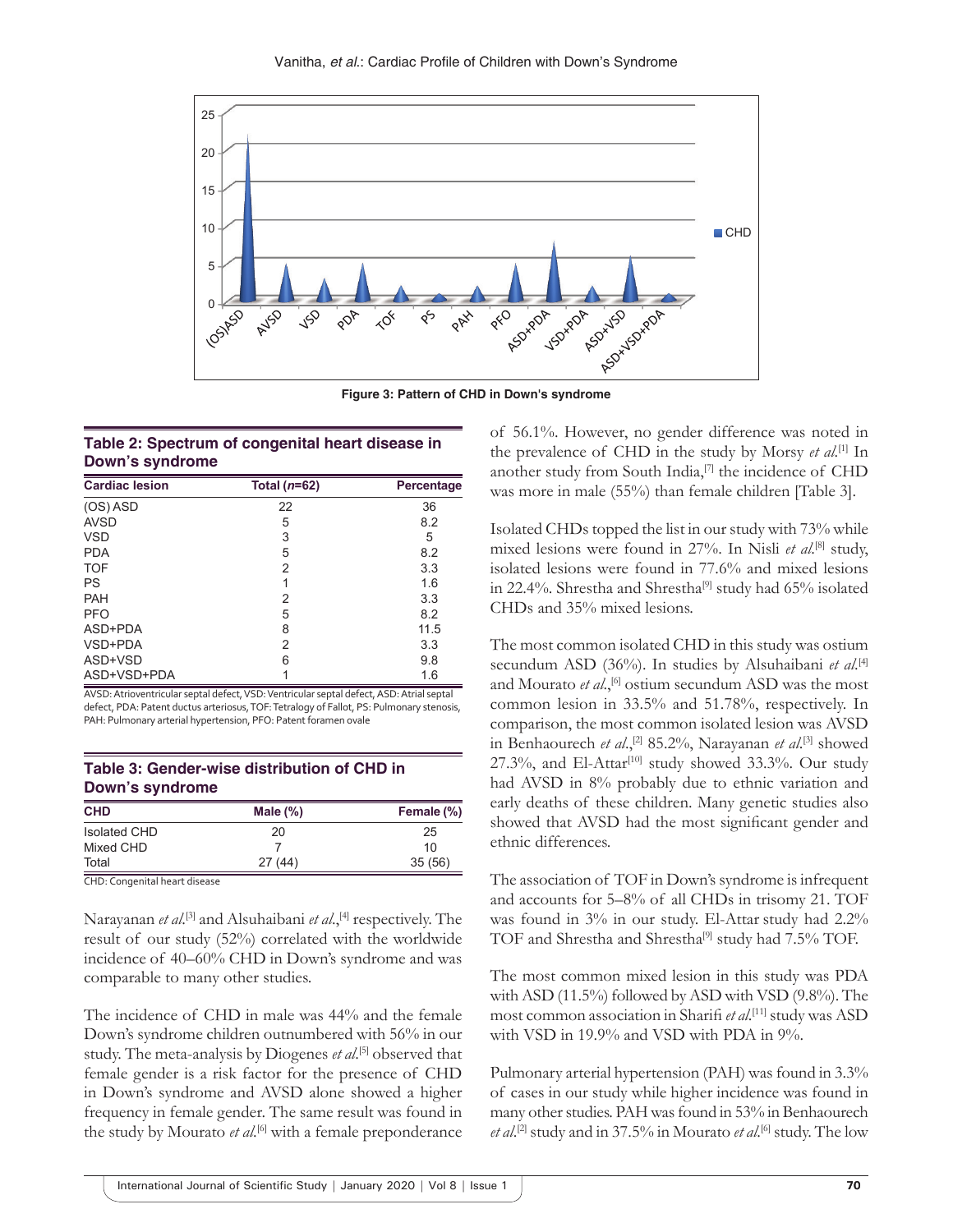Figure 3: Pattern of CHD in Down's syndrome

**Table 2: Spectrum of congenital heart disease in Down's syndrome**

| Cardiac lesion | Total (*n*=62) | Percentage |
|---|---|---|
| (OS) ASD | 22 | 36 |
| AVSD | 5 | 8.2 |
| VSD | 3 | 5 |
| PDA | 5 | 8.2 |
| TOF | 2 | 3.3 |
| PS | 1 | 1.6 |
| PAH | 2 | 3.3 |
| PFO | 5 | 8.2 |
| ASD+PDA | 8 | 11.5 |
| VSD+PDA | 2 | 3.3 |
| ASD+VSD | 6 | 9.8 |
| ASD+VSD+PDA | 1 | 1.6 |

AVSD: Atrioventricular septal defect, VSD: Ventricular septal defect, ASD: Atrial septal defect, PDA: Patent ductus arteriosus, TOF: Tetralogy of Fallot, PS: Pulmonary stenosis, PAH: Pulmonary arterial hypertension, PFO: Patent foramen ovale

**Table 3: Gender-wise distribution of CHD in Down's syndrome**

| CHD | Male (%) | Female (%) |
|---|---|---|
| Isolated CHD | 20 | 25 |
| Mixed CHD | 7 | 10 |
| Total | 27 (44) | 35 (56) |

CHD: Congenital heart disease

Narayanan *et al.*[3] and Alsuhaibani *et al.*,[4] respectively. The result of our study (52%) correlated with the worldwide incidence of 40–60% CHD in Down's syndrome and was comparable to many other studies.

The incidence of CHD in male was 44% and the female Down's syndrome children outnumbered with 56% in our study. The meta-analysis by Diogenes *et al.*[5] observed that female gender is a risk factor for the presence of CHD in Down's syndrome and AVSD alone showed a higher frequency in female gender. The same result was found in the study by Mourato *et al.*[6] with a female preponderance of 56.1%. However, no gender difference was noted in the prevalence of CHD in the study by Morsy *et al.*[1] In another study from South India,[7] the incidence of CHD was more in male (55%) than female children [Table 3].

Isolated CHDs topped the list in our study with 73% while mixed lesions were found in 27%. In Nisli *et al.*[8] study, isolated lesions were found in 77.6% and mixed lesions in 22.4%. Shrestha and Shrestha[9] study had 65% isolated CHDs and 35% mixed lesions.

The most common isolated CHD in this study was ostium secundum ASD (36%). In studies by Alsuhaibani *et al.*[4] and Mourato *et al.*,[6] ostium secundum ASD was the most common lesion in 33.5% and 51.78%, respectively. In comparison, the most common isolated lesion was AVSD in Benhaourech *et al.*,[2] 85.2%, Narayanan *et al.*[3] showed 27.3%, and El-Attar[10] study showed 33.3%. Our study had AVSD in 8% probably due to ethnic variation and early deaths of these children. Many genetic studies also showed that AVSD had the most significant gender and ethnic differences.

The association of TOF in Down's syndrome is infrequent and accounts for 5–8% of all CHDs in trisomy 21. TOF was found in 3% in our study. El-Attar study had 2.2% TOF and Shrestha and Shrestha[9] study had 7.5% TOF.

The most common mixed lesion in this study was PDA with ASD (11.5%) followed by ASD with VSD (9.8%). The most common association in Sharifi *et al.*[11] study was ASD with VSD in 19.9% and VSD with PDA in 9%.

Pulmonary arterial hypertension (PAH) was found in 3.3% of cases in our study while higher incidence was found in many other studies. PAH was found in 53% in Benhaourech *et al.*[2] study and in 37.5% in Mourato *et al.*[6] study. The low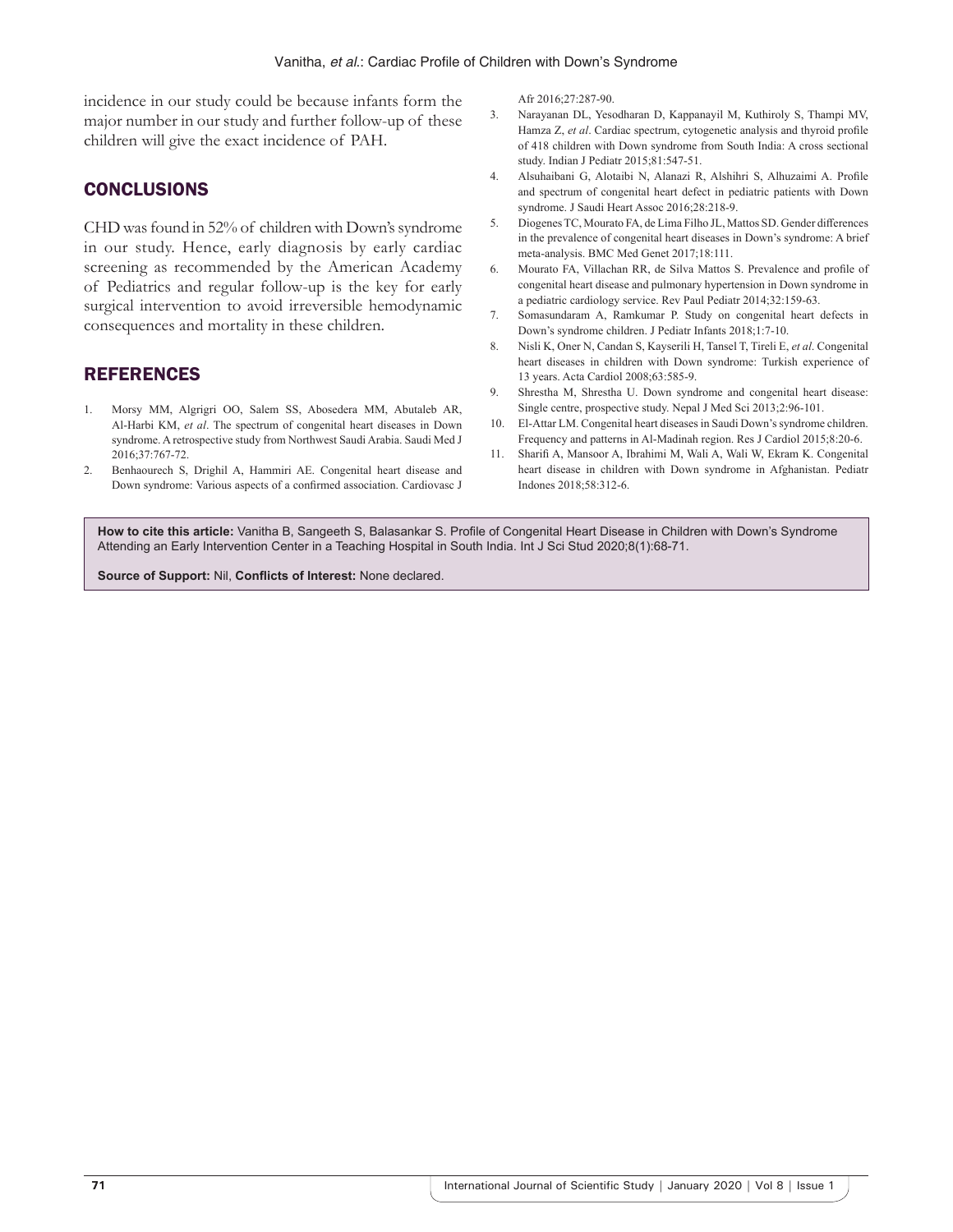incidence in our study could be because infants form the major number in our study and further follow-up of these children will give the exact incidence of PAH.

## CONCLUSIONS

CHD was found in 52% of children with Down's syndrome in our study. Hence, early diagnosis by early cardiac screening as recommended by the American Academy of Pediatrics and regular follow-up is the key for early surgical intervention to avoid irreversible hemodynamic consequences and mortality in these children.

## REFERENCES

1. Morsy MM, Algrigri OO, Salem SS, Abosedera MM, Abutaleb AR, Al-Harbi KM, *et al*. The spectrum of congenital heart diseases in Down syndrome. A retrospective study from Northwest Saudi Arabia. Saudi Med J 2016;37:767-72.
2. Benhaourech S, Drighil A, Hammiri AE. Congenital heart disease and Down syndrome: Various aspects of a confirmed association. Cardiovasc J Afr 2016;27:287-90.
3. Narayanan DL, Yesodharan D, Kappanayil M, Kuthiroly S, Thampi MV, Hamza Z, *et al*. Cardiac spectrum, cytogenetic analysis and thyroid profile of 418 children with Down syndrome from South India: A cross sectional study. Indian J Pediatr 2015;81:547-51.
4. Alsuhaibani G, Alotaibi N, Alanazi R, Alshihri S, Alhuzaimi A. Profile and spectrum of congenital heart defect in pediatric patients with Down syndrome. J Saudi Heart Assoc 2016;28:218-9.
5. Diogenes TC, Mourato FA, de Lima Filho JL, Mattos SD. Gender differences in the prevalence of congenital heart diseases in Down's syndrome: A brief meta-analysis. BMC Med Genet 2017;18:111.
6. Mourato FA, Villachan RR, de Silva Mattos S. Prevalence and profile of congenital heart disease and pulmonary hypertension in Down syndrome in a pediatric cardiology service. Rev Paul Pediatr 2014;32:159-63.
7. Somasundaram A, Ramkumar P. Study on congenital heart defects in Down's syndrome children. J Pediatr Infants 2018;1:7-10.
8. Nisli K, Oner N, Candan S, Kayserili H, Tansel T, Tireli E, *et al*. Congenital heart diseases in children with Down syndrome: Turkish experience of 13 years. Acta Cardiol 2008;63:585-9.
9. Shrestha M, Shrestha U. Down syndrome and congenital heart disease: Single centre, prospective study. Nepal J Med Sci 2013;2:96-101.
10. El-Attar LM. Congenital heart diseases in Saudi Down's syndrome children. Frequency and patterns in Al-Madinah region. Res J Cardiol 2015;8:20-6.
11. Sharifi A, Mansoor A, Ibrahimi M, Wali A, Wali W, Ekram K. Congenital heart disease in children with Down syndrome in Afghanistan. Pediatr Indones 2018;58:312-6.

**How to cite this article:** Vanitha B, Sangeeth S, Balasankar S. Profile of Congenital Heart Disease in Children with Down's Syndrome Attending an Early Intervention Center in a Teaching Hospital in South India. Int J Sci Stud 2020;8(1):68-71.

**Source of Support:** Nil, **Conflicts of Interest:** None declared.